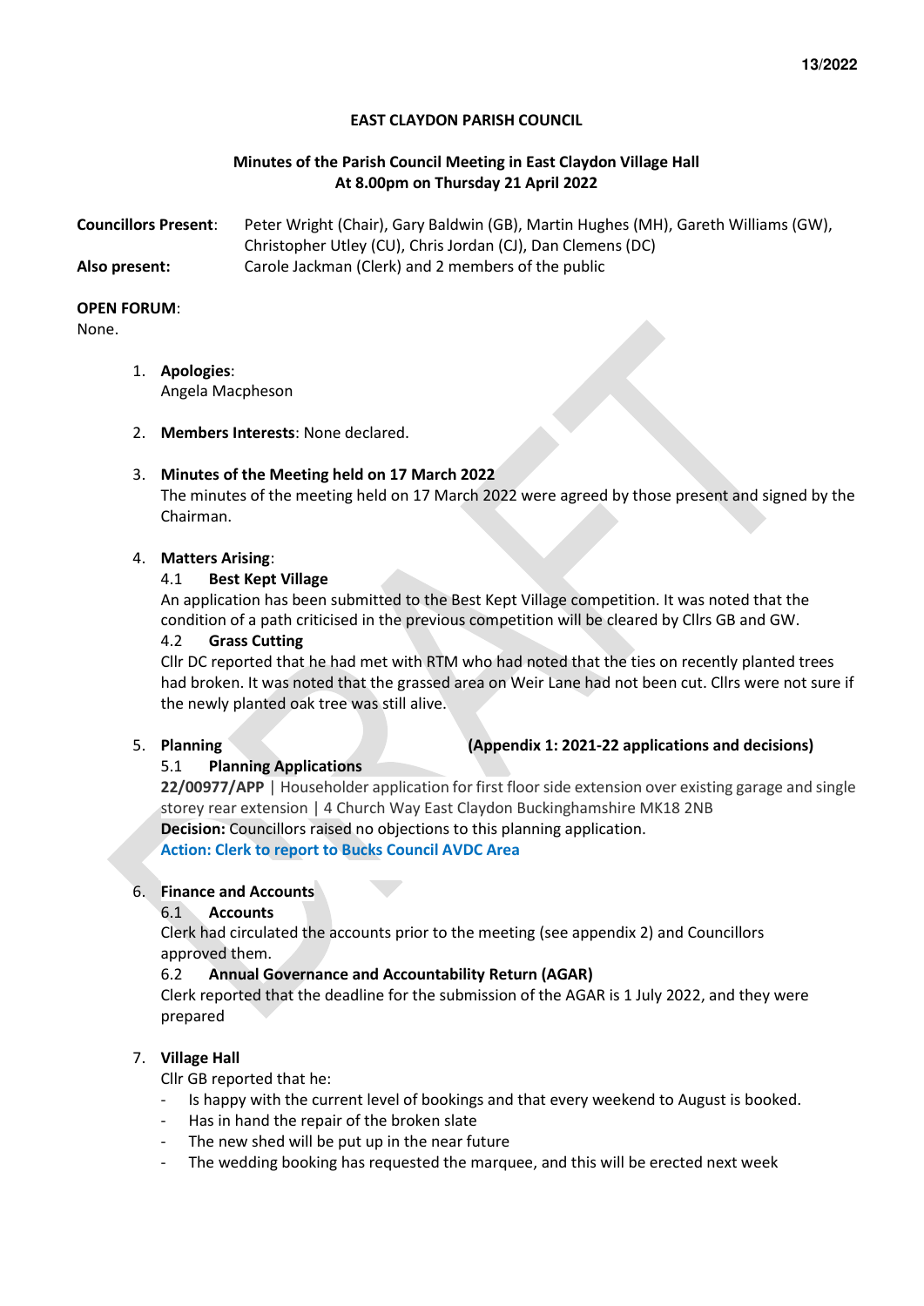13/2022

**EAST CLAYDON PARISH COUNCIL**

**Minutes of the Parish Council Meeting in East Claydon Village Hall**
**At 8.00pm on Thursday 21 April 2022**

**Councillors Present**: Peter Wright (Chair), Gary Baldwin (GB), Martin Hughes (MH), Gareth Williams (GW), Christopher Utley (CU), Chris Jordan (CJ), Dan Clemens (DC)

**Also present:** Carole Jackman (Clerk) and 2 members of the public

**OPEN FORUM**:
None.

1. **Apologies**:
   Angela Macpheson

2. **Members Interests**: None declared.

3. **Minutes of the Meeting held on 17 March 2022**
   The minutes of the meeting held on 17 March 2022 were agreed by those present and signed by the Chairman.

4. **Matters Arising**:

   4.1 **Best Kept Village**
   An application has been submitted to the Best Kept Village competition. It was noted that the condition of a path criticised in the previous competition will be cleared by Cllrs GB and GW.

   4.2 **Grass Cutting**
   Cllr DC reported that he had met with RTM who had noted that the ties on recently planted trees had broken. It was noted that the grassed area on Weir Lane had not been cut. Cllrs were not sure if the newly planted oak tree was still alive.

5. **Planning** **(Appendix 1: 2021-22 applications and decisions)**

   5.1 **Planning Applications**
   **22/00977/APP** | Householder application for first floor side extension over existing garage and single storey rear extension | 4 Church Way East Claydon Buckinghamshire MK18 2NB
   **Decision:** Councillors raised no objections to this planning application.
   **Action: Clerk to report to Bucks Council AVDC Area**

6. **Finance and Accounts**

   6.1 **Accounts**
   Clerk had circulated the accounts prior to the meeting (see appendix 2) and Councillors approved them.

   6.2 **Annual Governance and Accountability Return (AGAR)**
   Clerk reported that the deadline for the submission of the AGAR is 1 July 2022, and they were prepared

7. **Village Hall**
   Cllr GB reported that he:
   - Is happy with the current level of bookings and that every weekend to August is booked.
   - Has in hand the repair of the broken slate
   - The new shed will be put up in the near future
   - The wedding booking has requested the marquee, and this will be erected next week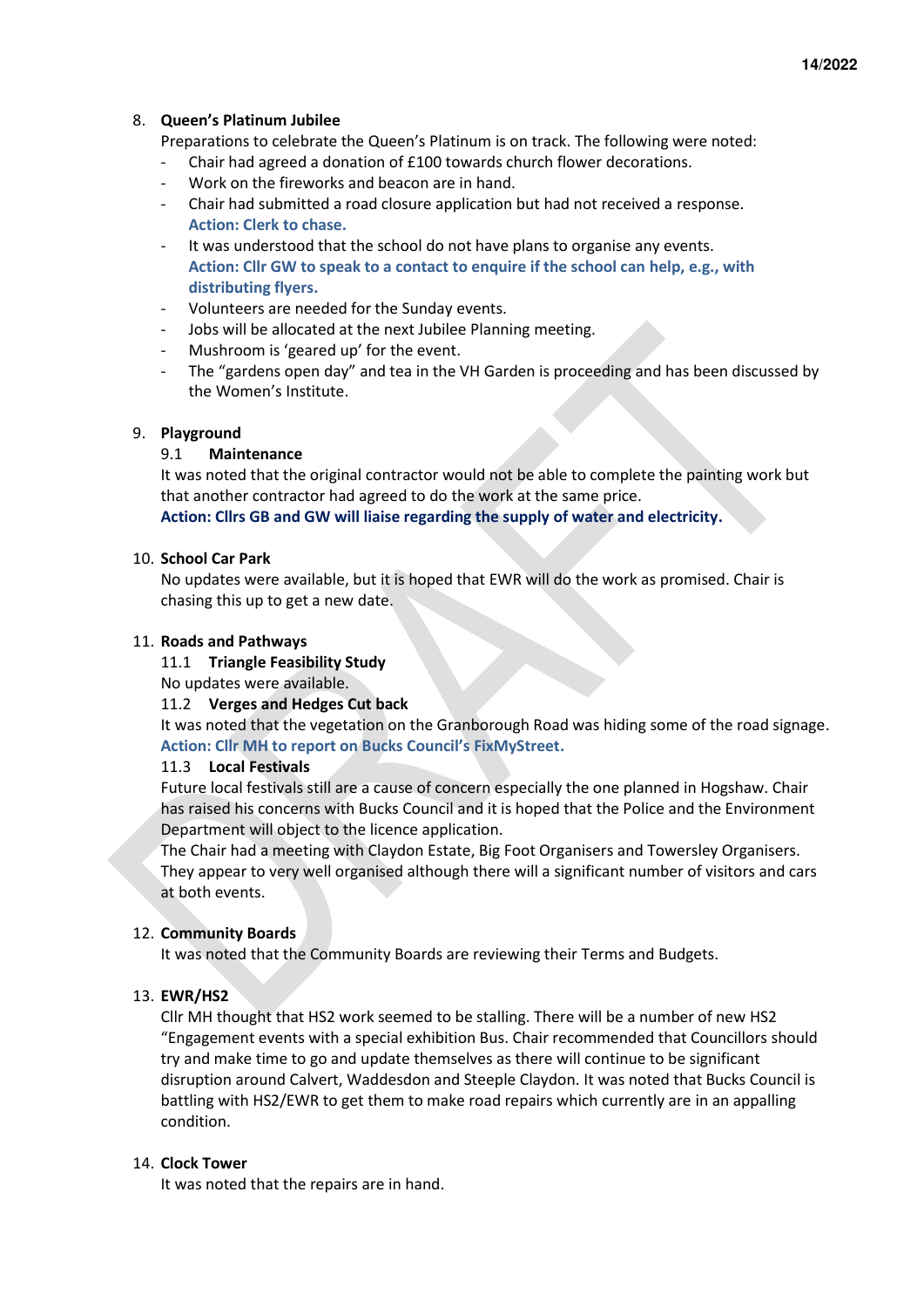8. **Queen's Platinum Jubilee**

   Preparations to celebrate the Queen's Platinum is on track. The following were noted:

   - Chair had agreed a donation of £100 towards church flower decorations.
   - Work on the fireworks and beacon are in hand.
   - Chair had submitted a road closure application but had not received a response.
     **Action: Clerk to chase.**
   - It was understood that the school do not have plans to organise any events.
     **Action: Cllr GW to speak to a contact to enquire if the school can help, e.g., with distributing flyers.**
   - Volunteers are needed for the Sunday events.
   - Jobs will be allocated at the next Jubilee Planning meeting.
   - Mushroom is 'geared up' for the event.
   - The "gardens open day" and tea in the VH Garden is proceeding and has been discussed by the Women's Institute.

9. **Playground**

   9.1 **Maintenance**

   It was noted that the original contractor would not be able to complete the painting work but that another contractor had agreed to do the work at the same price.
   **Action: Cllrs GB and GW will liaise regarding the supply of water and electricity.**

10. **School Car Park**

    No updates were available, but it is hoped that EWR will do the work as promised. Chair is chasing this up to get a new date.

11. **Roads and Pathways**

    11.1 **Triangle Feasibility Study**

    No updates were available.

    11.2 **Verges and Hedges Cut back**

    It was noted that the vegetation on the Granborough Road was hiding some of the road signage.
    **Action: Cllr MH to report on Bucks Council's FixMyStreet.**

    11.3 **Local Festivals**

    Future local festivals still are a cause of concern especially the one planned in Hogshaw. Chair has raised his concerns with Bucks Council and it is hoped that the Police and the Environment Department will object to the licence application.
    The Chair had a meeting with Claydon Estate, Big Foot Organisers and Towersley Organisers. They appear to very well organised although there will a significant number of visitors and cars at both events.

12. **Community Boards**

    It was noted that the Community Boards are reviewing their Terms and Budgets.

13. **EWR/HS2**

    Cllr MH thought that HS2 work seemed to be stalling. There will be a number of new HS2 "Engagement events with a special exhibition Bus. Chair recommended that Councillors should try and make time to go and update themselves as there will continue to be significant disruption around Calvert, Waddesdon and Steeple Claydon. It was noted that Bucks Council is battling with HS2/EWR to get them to make road repairs which currently are in an appalling condition.

14. **Clock Tower**

    It was noted that the repairs are in hand.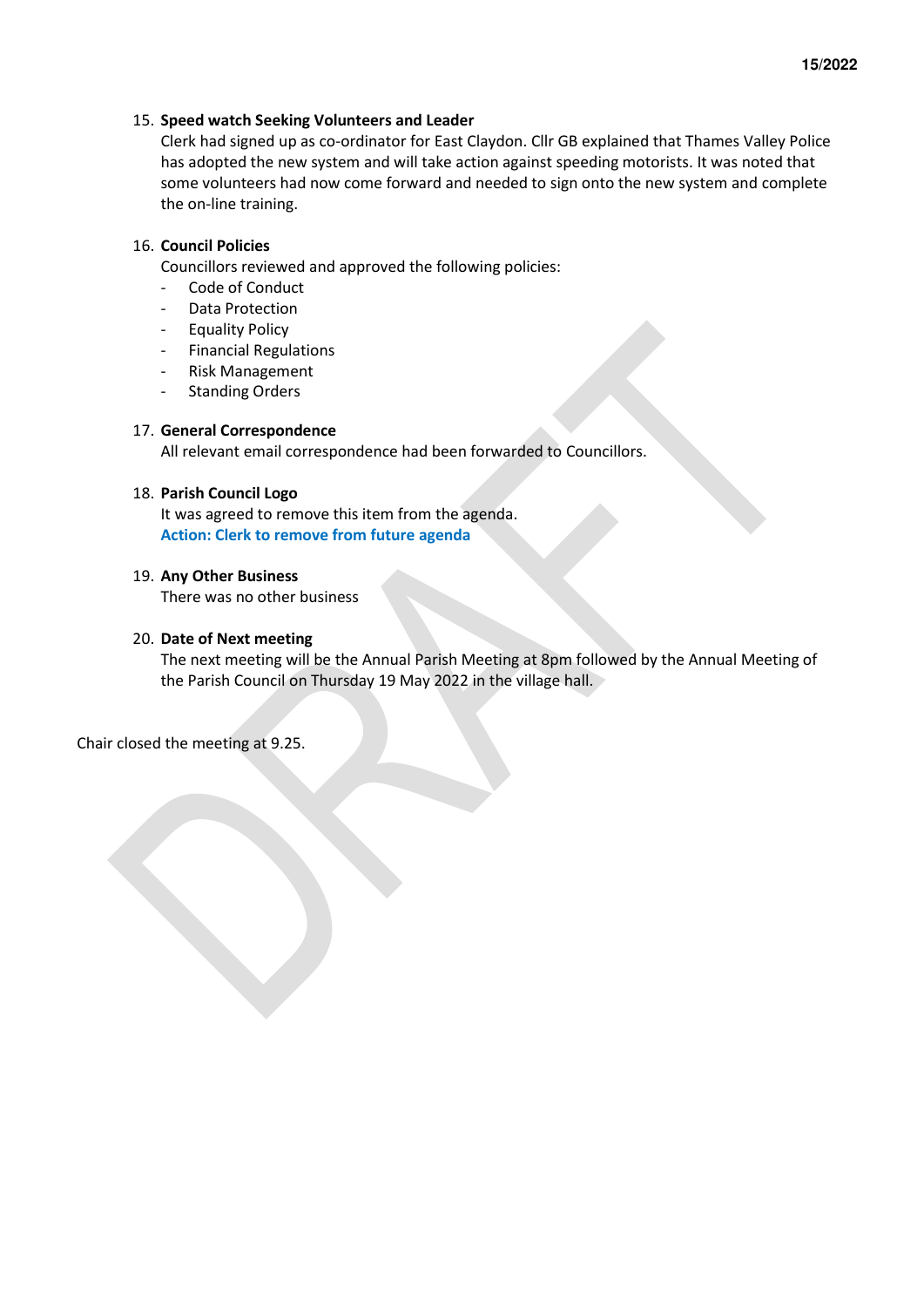15. **Speed watch Seeking Volunteers and Leader**
    Clerk had signed up as co-ordinator for East Claydon. Cllr GB explained that Thames Valley Police has adopted the new system and will take action against speeding motorists. It was noted that some volunteers had now come forward and needed to sign onto the new system and complete the on-line training.

16. **Council Policies**
    Councillors reviewed and approved the following policies:
    - Code of Conduct
    - Data Protection
    - Equality Policy
    - Financial Regulations
    - Risk Management
    - Standing Orders

17. **General Correspondence**
    All relevant email correspondence had been forwarded to Councillors.

18. **Parish Council Logo**
    It was agreed to remove this item from the agenda.
    **Action: Clerk to remove from future agenda**

19. **Any Other Business**
    There was no other business

20. **Date of Next meeting**
    The next meeting will be the Annual Parish Meeting at 8pm followed by the Annual Meeting of the Parish Council on Thursday 19 May 2022 in the village hall.

Chair closed the meeting at 9.25.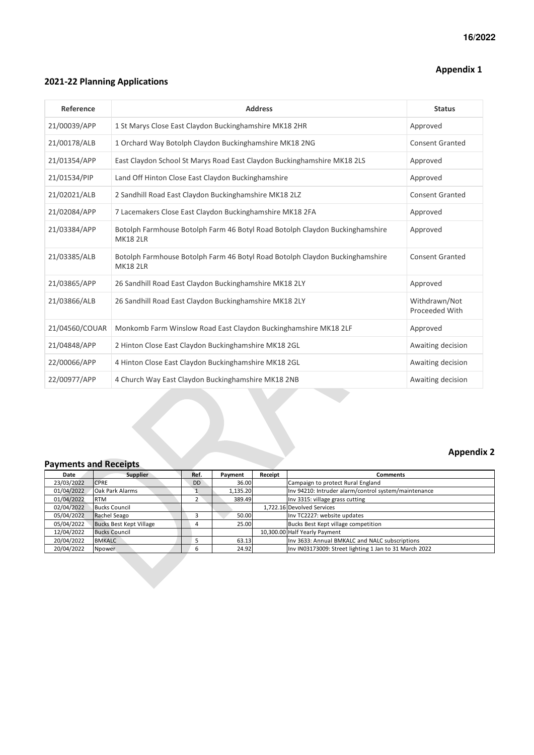16/2022

**Appendix 1**

## 2021-22 Planning Applications

| Reference | Address | Status |
|---|---|---|
| 21/00039/APP | 1 St Marys Close East Claydon Buckinghamshire MK18 2HR | Approved |
| 21/00178/ALB | 1 Orchard Way Botolph Claydon Buckinghamshire MK18 2NG | Consent Granted |
| 21/01354/APP | East Claydon School St Marys Road East Claydon Buckinghamshire MK18 2LS | Approved |
| 21/01534/PIP | Land Off Hinton Close East Claydon Buckinghamshire | Approved |
| 21/02021/ALB | 2 Sandhill Road East Claydon Buckinghamshire MK18 2LZ | Consent Granted |
| 21/02084/APP | 7 Lacemakers Close East Claydon Buckinghamshire MK18 2FA | Approved |
| 21/03384/APP | Botolph Farmhouse Botolph Farm 46 Botyl Road Botolph Claydon Buckinghamshire MK18 2LR | Approved |
| 21/03385/ALB | Botolph Farmhouse Botolph Farm 46 Botyl Road Botolph Claydon Buckinghamshire MK18 2LR | Consent Granted |
| 21/03865/APP | 26 Sandhill Road East Claydon Buckinghamshire MK18 2LY | Approved |
| 21/03866/ALB | 26 Sandhill Road East Claydon Buckinghamshire MK18 2LY | Withdrawn/Not Proceeded With |
| 21/04560/COUAR | Monkomb Farm Winslow Road East Claydon Buckinghamshire MK18 2LF | Approved |
| 21/04848/APP | 2 Hinton Close East Claydon Buckinghamshire MK18 2GL | Awaiting decision |
| 22/00066/APP | 4 Hinton Close East Claydon Buckinghamshire MK18 2GL | Awaiting decision |
| 22/00977/APP | 4 Church Way East Claydon Buckinghamshire MK18 2NB | Awaiting decision |

**Appendix 2**

## Payments and Receipts

| Date | Supplier | Ref. | Payment | Receipt | Comments |
|---|---|---|---|---|---|
| 23/03/2022 | CPRE | DD | 36.00 | | Campaign to protect Rural England |
| 01/04/2022 | Oak Park Alarms | 1 | 1,135.20 | | Inv 94210: Intruder alarm/control system/maintenance |
| 01/04/2022 | RTM | 2 | 389.49 | | Inv 3315: village grass cutting |
| 02/04/2022 | Bucks Council | | | 1,722.16 | Devolved Services |
| 05/04/2022 | Rachel Seago | 3 | 50.00 | | Inv TC2227: website updates |
| 05/04/2022 | Bucks Best Kept Village | 4 | 25.00 | | Bucks Best Kept village competition |
| 12/04/2022 | Bucks Council | | | 10,300.00 | Half Yearly Payment |
| 20/04/2022 | BMKALC | 5 | 63.13 | | Inv 3633: Annual BMKALC and NALC subscriptions |
| 20/04/2022 | Npower | 6 | 24.92 | | Inv IN03173009: Street lighting 1 Jan to 31 March 2022 |